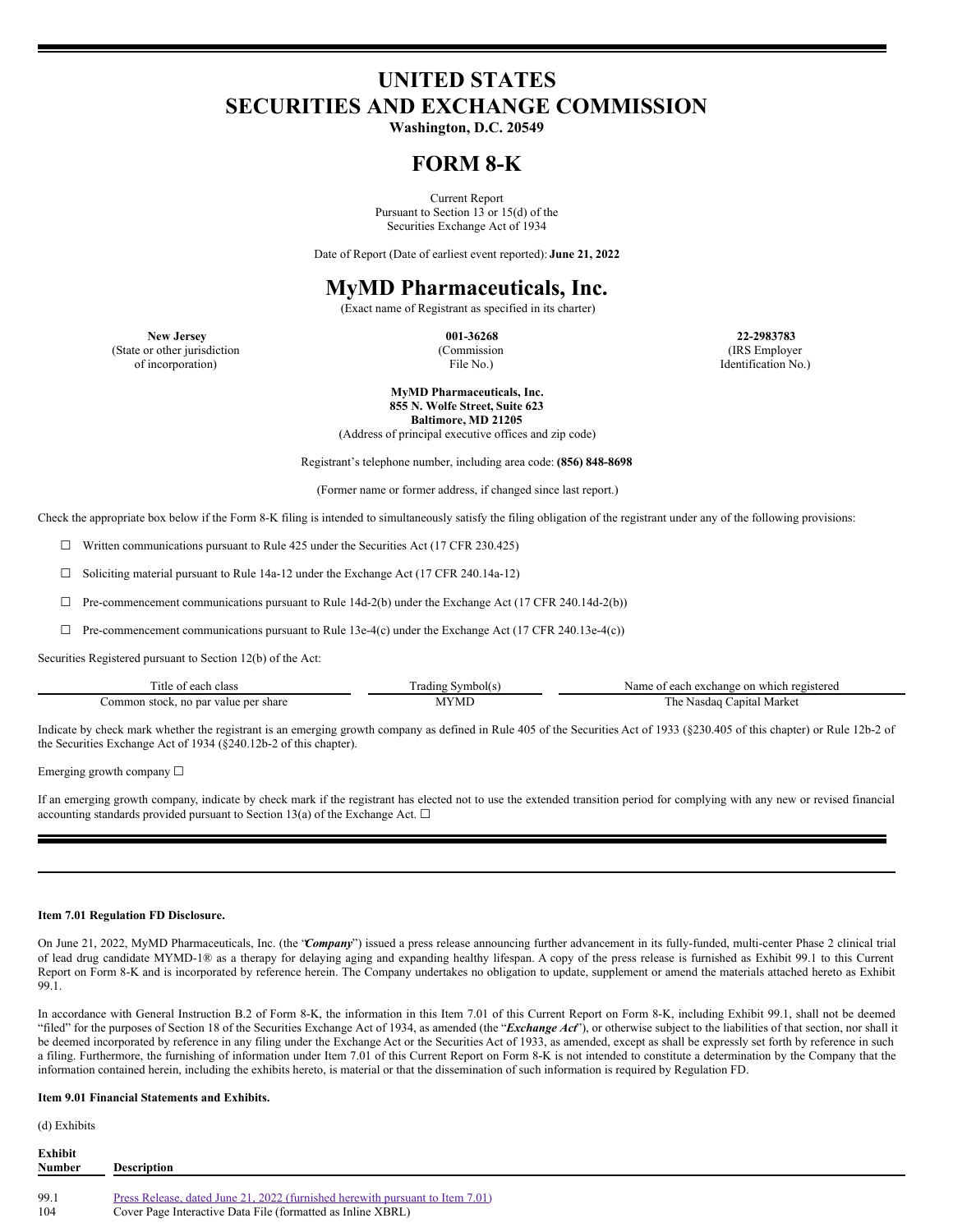# UNITED STATES
# SECURITIES AND EXCHANGE COMMISSION

**Washington, D.C. 20549**

# FORM 8-K

Current Report
Pursuant to Section 13 or 15(d) of the
Securities Exchange Act of 1934

Date of Report (Date of earliest event reported): **June 21, 2022**

# MyMD Pharmaceuticals, Inc.

(Exact name of Registrant as specified in its charter)

| **New Jersey** | **001-36268** | **22-2983783** |
|---|---|---|
| (State or other jurisdiction of incorporation) | (Commission File No.) | (IRS Employer Identification No.) |

**MyMD Pharmaceuticals, Inc.**
**855 N. Wolfe Street, Suite 623**
**Baltimore, MD 21205**
(Address of principal executive offices and zip code)

Registrant's telephone number, including area code: **(856) 848-8698**

(Former name or former address, if changed since last report.)

Check the appropriate box below if the Form 8-K filing is intended to simultaneously satisfy the filing obligation of the registrant under any of the following provisions:

☐ Written communications pursuant to Rule 425 under the Securities Act (17 CFR 230.425)

☐ Soliciting material pursuant to Rule 14a-12 under the Exchange Act (17 CFR 240.14a-12)

☐ Pre-commencement communications pursuant to Rule 14d-2(b) under the Exchange Act (17 CFR 240.14d-2(b))

☐ Pre-commencement communications pursuant to Rule 13e-4(c) under the Exchange Act (17 CFR 240.13e-4(c))

Securities Registered pursuant to Section 12(b) of the Act:

| Title of each class | Trading Symbol(s) | Name of each exchange on which registered |
|---|---|---|
| Common stock, no par value per share | MYMD | The Nasdaq Capital Market |

Indicate by check mark whether the registrant is an emerging growth company as defined in Rule 405 of the Securities Act of 1933 (§230.405 of this chapter) or Rule 12b-2 of the Securities Exchange Act of 1934 (§240.12b-2 of this chapter).

Emerging growth company ☐

If an emerging growth company, indicate by check mark if the registrant has elected not to use the extended transition period for complying with any new or revised financial accounting standards provided pursuant to Section 13(a) of the Exchange Act. ☐

**Item 7.01 Regulation FD Disclosure.**

On June 21, 2022, MyMD Pharmaceuticals, Inc. (the "***Company***") issued a press release announcing further advancement in its fully-funded, multi-center Phase 2 clinical trial of lead drug candidate MYMD-1® as a therapy for delaying aging and expanding healthy lifespan. A copy of the press release is furnished as Exhibit 99.1 to this Current Report on Form 8-K and is incorporated by reference herein. The Company undertakes no obligation to update, supplement or amend the materials attached hereto as Exhibit 99.1.

In accordance with General Instruction B.2 of Form 8-K, the information in this Item 7.01 of this Current Report on Form 8-K, including Exhibit 99.1, shall not be deemed "filed" for the purposes of Section 18 of the Securities Exchange Act of 1934, as amended (the "***Exchange Act***"), or otherwise subject to the liabilities of that section, nor shall it be deemed incorporated by reference in any filing under the Exchange Act or the Securities Act of 1933, as amended, except as shall be expressly set forth by reference in such a filing. Furthermore, the furnishing of information under Item 7.01 of this Current Report on Form 8-K is not intended to constitute a determination by the Company that the information contained herein, including the exhibits hereto, is material or that the dissemination of such information is required by Regulation FD.

**Item 9.01 Financial Statements and Exhibits.**

(d) Exhibits

| **Exhibit Number** | **Description** |
|---|---|
| 99.1 | Press Release, dated June 21, 2022 (furnished herewith pursuant to Item 7.01) |
| 104 | Cover Page Interactive Data File (formatted as Inline XBRL) |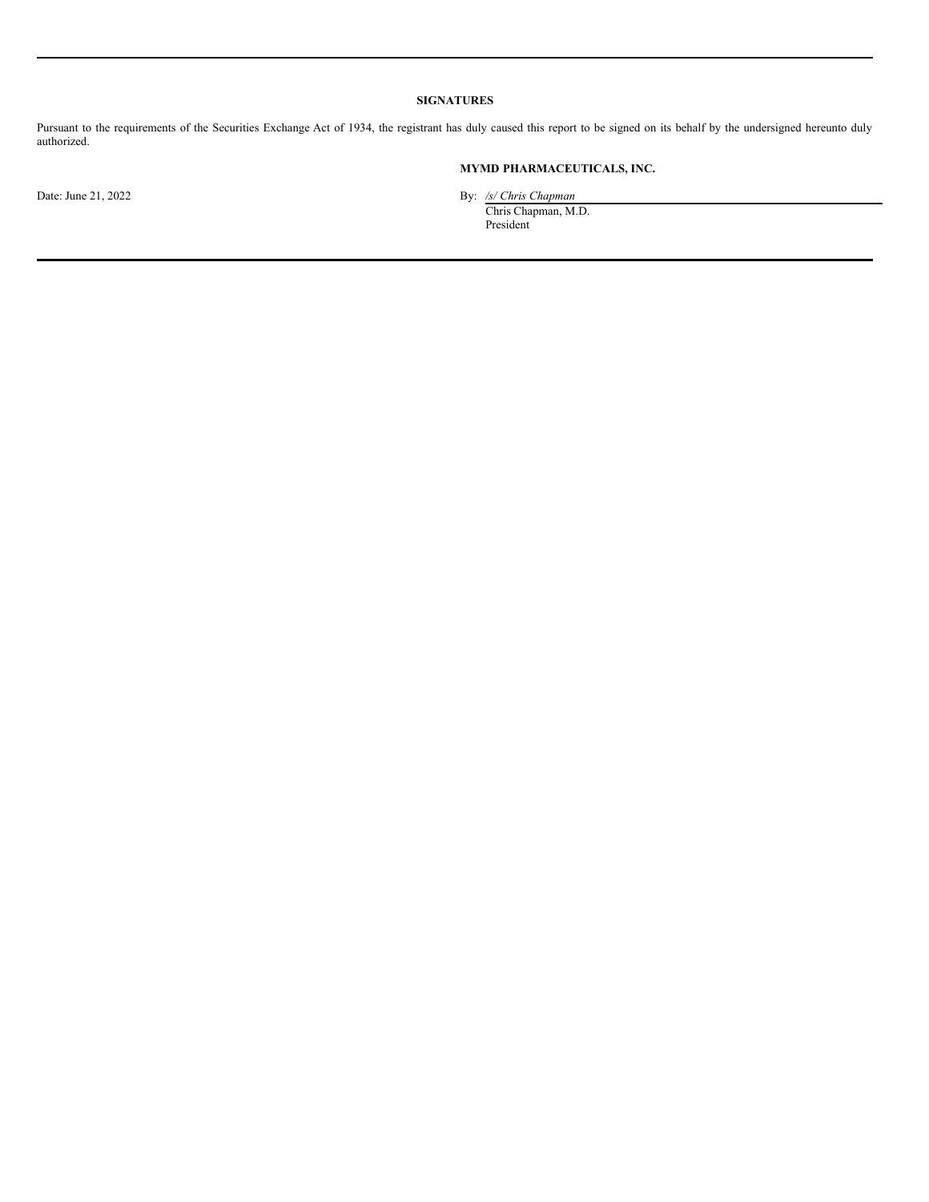**SIGNATURES**

Pursuant to the requirements of the Securities Exchange Act of 1934, the registrant has duly caused this report to be signed on its behalf by the undersigned hereunto duly authorized.

**MYMD PHARMACEUTICALS, INC.**

Date: June 21, 2022

By: */s/ Chris Chapman*
Chris Chapman, M.D.
President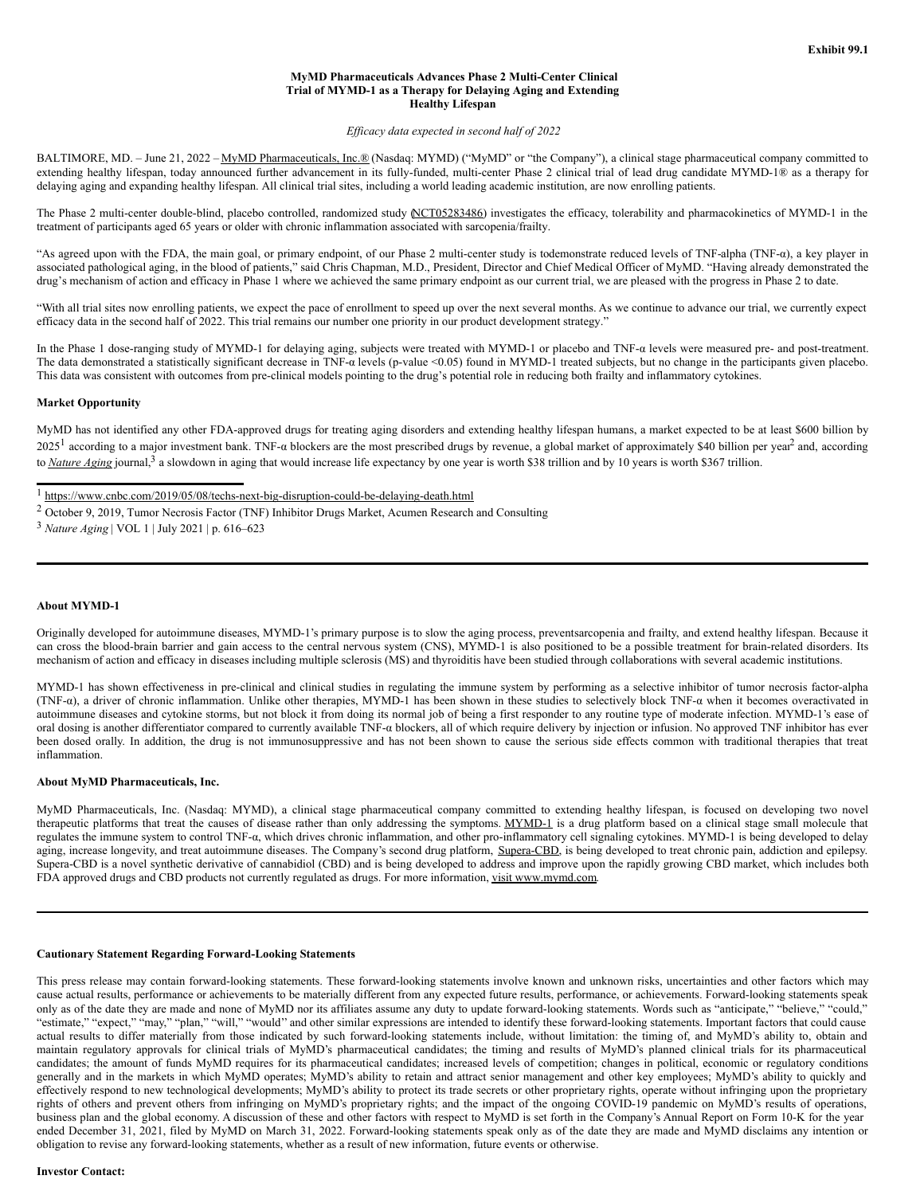**Exhibit 99.1**

**MyMD Pharmaceuticals Advances Phase 2 Multi-Center Clinical Trial of MYMD-1 as a Therapy for Delaying Aging and Extending Healthy Lifespan**

*Efficacy data expected in second half of 2022*

BALTIMORE, MD. – June 21, 2022 – MyMD Pharmaceuticals, Inc.® (Nasdaq: MYMD) ("MyMD" or "the Company"), a clinical stage pharmaceutical company committed to extending healthy lifespan, today announced further advancement in its fully-funded, multi-center Phase 2 clinical trial of lead drug candidate MYMD-1® as a therapy for delaying aging and expanding healthy lifespan. All clinical trial sites, including a world leading academic institution, are now enrolling patients.

The Phase 2 multi-center double-blind, placebo controlled, randomized study (NCT05283486) investigates the efficacy, tolerability and pharmacokinetics of MYMD-1 in the treatment of participants aged 65 years or older with chronic inflammation associated with sarcopenia/frailty.

"As agreed upon with the FDA, the main goal, or primary endpoint, of our Phase 2 multi-center study is todemonstrate reduced levels of TNF-alpha (TNF-α), a key player in associated pathological aging, in the blood of patients," said Chris Chapman, M.D., President, Director and Chief Medical Officer of MyMD. "Having already demonstrated the drug's mechanism of action and efficacy in Phase 1 where we achieved the same primary endpoint as our current trial, we are pleased with the progress in Phase 2 to date.

"With all trial sites now enrolling patients, we expect the pace of enrollment to speed up over the next several months. As we continue to advance our trial, we currently expect efficacy data in the second half of 2022. This trial remains our number one priority in our product development strategy."

In the Phase 1 dose-ranging study of MYMD-1 for delaying aging, subjects were treated with MYMD-1 or placebo and TNF-α levels were measured pre- and post-treatment. The data demonstrated a statistically significant decrease in TNF-α levels (p-value $<0.05$) found in MYMD-1 treated subjects, but no change in the participants given placebo. This data was consistent with outcomes from pre-clinical models pointing to the drug's potential role in reducing both frailty and inflammatory cytokines.

**Market Opportunity**

MyMD has not identified any other FDA-approved drugs for treating aging disorders and extending healthy lifespan humans, a market expected to be at least $600 billion by 2025[1] according to a major investment bank. TNF-α blockers are the most prescribed drugs by revenue, a global market of approximately $40 billion per year[2] and, according to *Nature Aging* journal,[3] a slowdown in aging that would increase life expectancy by one year is worth $38 trillion and by 10 years is worth $367 trillion.

[1] https://www.cnbc.com/2019/05/08/techs-next-big-disruption-could-be-delaying-death.html

[2] October 9, 2019, Tumor Necrosis Factor (TNF) Inhibitor Drugs Market, Acumen Research and Consulting

[3] *Nature Aging* | VOL 1 | July 2021 | p. 616–623

---

**About MYMD-1**

Originally developed for autoimmune diseases, MYMD-1's primary purpose is to slow the aging process, preventsarcopenia and frailty, and extend healthy lifespan. Because it can cross the blood-brain barrier and gain access to the central nervous system (CNS), MYMD-1 is also positioned to be a possible treatment for brain-related disorders. Its mechanism of action and efficacy in diseases including multiple sclerosis (MS) and thyroiditis have been studied through collaborations with several academic institutions.

MYMD-1 has shown effectiveness in pre-clinical and clinical studies in regulating the immune system by performing as a selective inhibitor of tumor necrosis factor-alpha (TNF-α), a driver of chronic inflammation. Unlike other therapies, MYMD-1 has been shown in these studies to selectively block TNF-α when it becomes overactivated in autoimmune diseases and cytokine storms, but not block it from doing its normal job of being a first responder to any routine type of moderate infection. MYMD-1's ease of oral dosing is another differentiator compared to currently available TNF-α blockers, all of which require delivery by injection or infusion. No approved TNF inhibitor has ever been dosed orally. In addition, the drug is not immunosuppressive and has not been shown to cause the serious side effects common with traditional therapies that treat inflammation.

**About MyMD Pharmaceuticals, Inc.**

MyMD Pharmaceuticals, Inc. (Nasdaq: MYMD), a clinical stage pharmaceutical company committed to extending healthy lifespan, is focused on developing two novel therapeutic platforms that treat the causes of disease rather than only addressing the symptoms. MYMD-1 is a drug platform based on a clinical stage small molecule that regulates the immune system to control TNF-α, which drives chronic inflammation, and other pro-inflammatory cell signaling cytokines. MYMD-1 is being developed to delay aging, increase longevity, and treat autoimmune diseases. The Company's second drug platform, Supera-CBD, is being developed to treat chronic pain, addiction and epilepsy. Supera-CBD is a novel synthetic derivative of cannabidiol (CBD) and is being developed to address and improve upon the rapidly growing CBD market, which includes both FDA approved drugs and CBD products not currently regulated as drugs. For more information, visit www.mymd.com.

---

**Cautionary Statement Regarding Forward-Looking Statements**

This press release may contain forward-looking statements. These forward-looking statements involve known and unknown risks, uncertainties and other factors which may cause actual results, performance or achievements to be materially different from any expected future results, performance, or achievements. Forward-looking statements speak only as of the date they are made and none of MyMD nor its affiliates assume any duty to update forward-looking statements. Words such as "anticipate," "believe," "could," "estimate," "expect," "may," "plan," "will," "would" and other similar expressions are intended to identify these forward-looking statements. Important factors that could cause actual results to differ materially from those indicated by such forward-looking statements include, without limitation: the timing of, and MyMD's ability to, obtain and maintain regulatory approvals for clinical trials of MyMD's pharmaceutical candidates; the timing and results of MyMD's planned clinical trials for its pharmaceutical candidates; the amount of funds MyMD requires for its pharmaceutical candidates; increased levels of competition; changes in political, economic or regulatory conditions generally and in the markets in which MyMD operates; MyMD's ability to retain and attract senior management and other key employees; MyMD's ability to quickly and effectively respond to new technological developments; MyMD's ability to protect its trade secrets or other proprietary rights, operate without infringing upon the proprietary rights of others and prevent others from infringing on MyMD's proprietary rights; and the impact of the ongoing COVID-19 pandemic on MyMD's results of operations, business plan and the global economy. A discussion of these and other factors with respect to MyMD is set forth in the Company's Annual Report on Form 10-K for the year ended December 31, 2021, filed by MyMD on March 31, 2022. Forward-looking statements speak only as of the date they are made and MyMD disclaims any intention or obligation to revise any forward-looking statements, whether as a result of new information, future events or otherwise.

**Investor Contact:**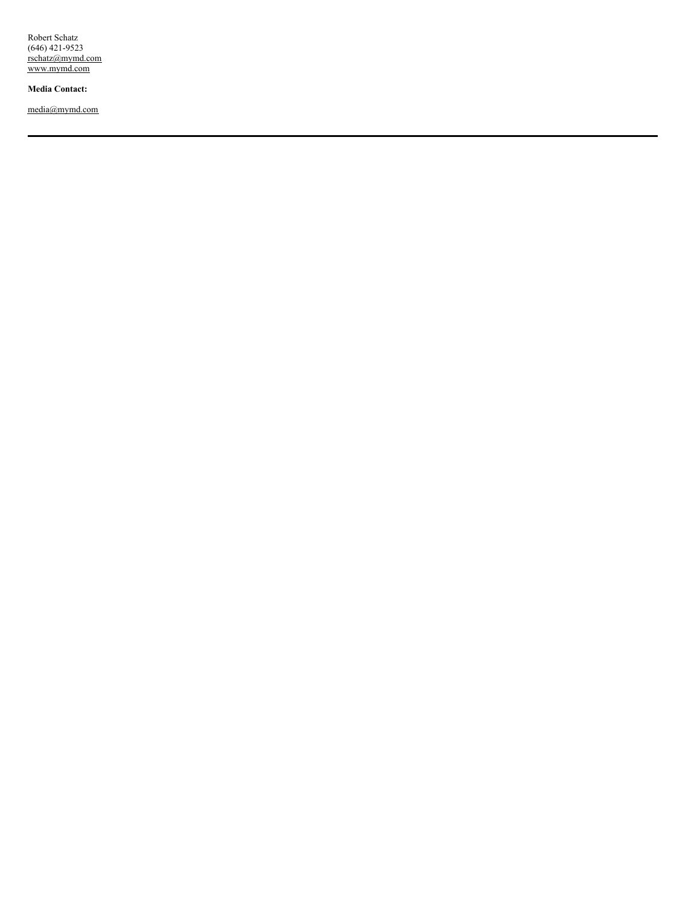Robert Schatz
(646) 421-9523
rschatz@mymd.com
www.mymd.com

**Media Contact:**

media@mymd.com

---